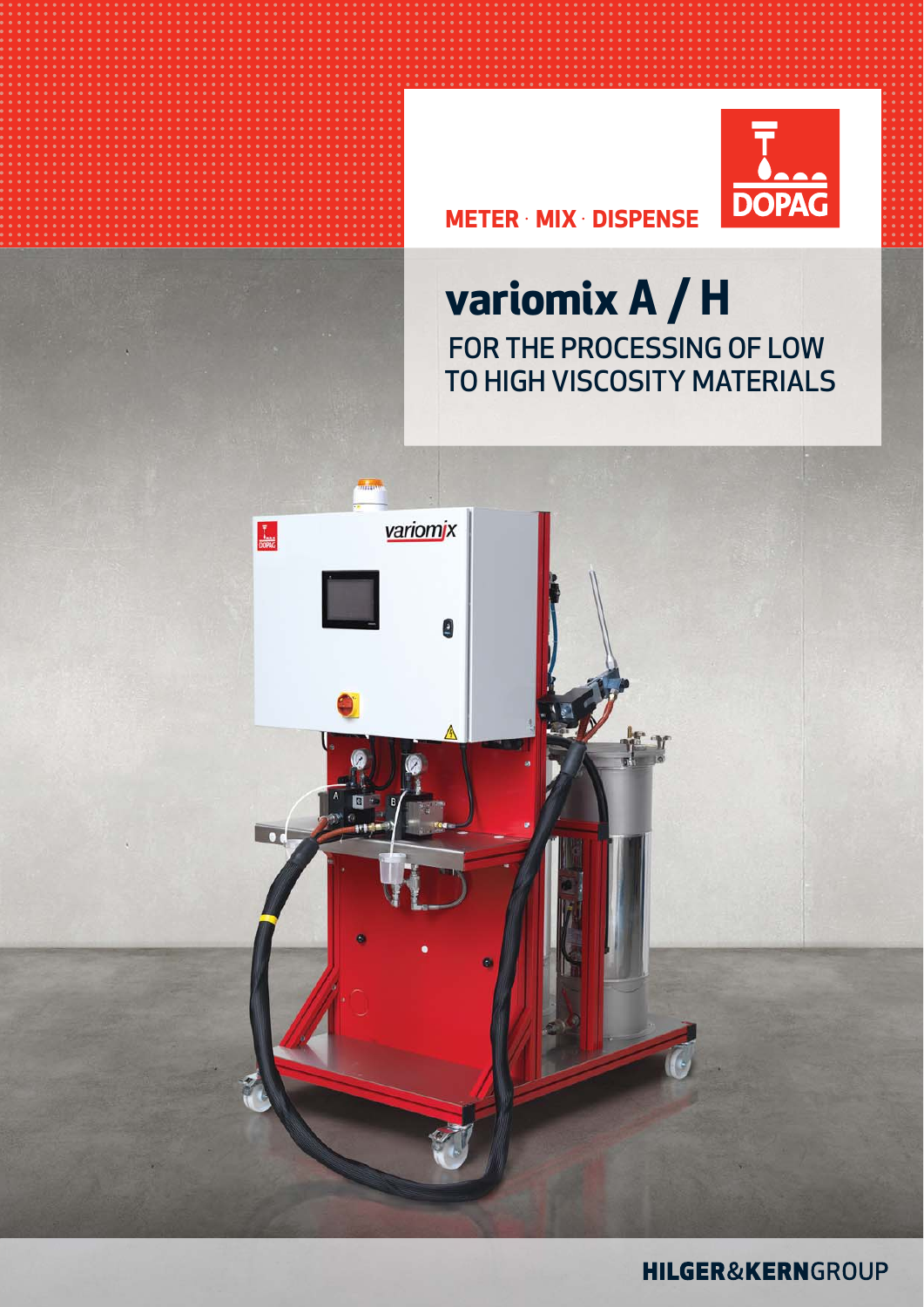METER · MIX · DISPENSE

DOPAG

# variomix A / H

## FOR THE PROCESSING OF LOW TO HIGH VISCOSITY MATERIALS

HILGER&KERNGROUP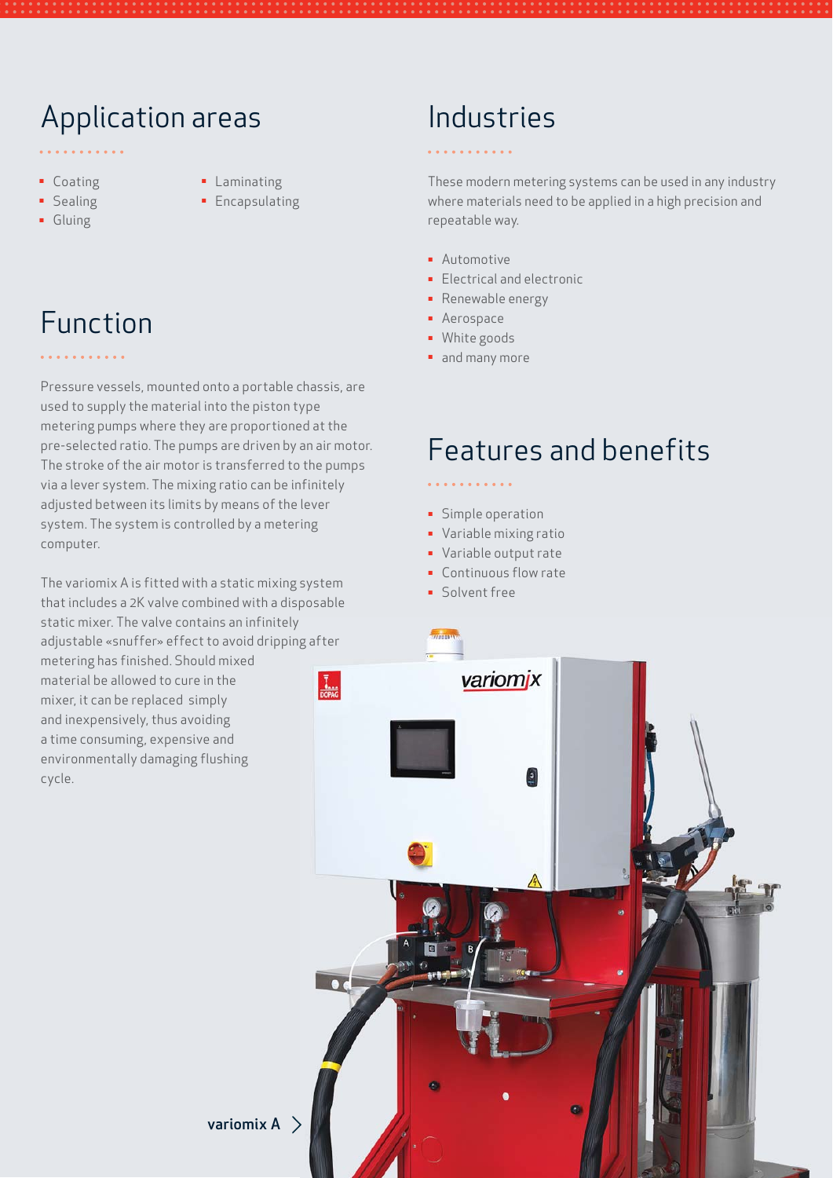## Application areas

- Coating
- Sealing
- Gluing
- Laminating
- Encapsulating

## Function

Pressure vessels, mounted onto a portable chassis, are used to supply the material into the piston type metering pumps where they are proportioned at the pre-selected ratio. The pumps are driven by an air motor. The stroke of the air motor is transferred to the pumps via a lever system. The mixing ratio can be infinitely adjusted between its limits by means of the lever system. The system is controlled by a metering computer.

The variomix A is fitted with a static mixing system that includes a 2K valve combined with a disposable static mixer. The valve contains an infinitely adjustable «snuffer» effect to avoid dripping after metering has finished. Should mixed material be allowed to cure in the mixer, it can be replaced simply and inexpensively, thus avoiding a time consuming, expensive and environmentally damaging flushing cycle.

## Industries

These modern metering systems can be used in any industry where materials need to be applied in a high precision and repeatable way.

- Automotive
- Electrical and electronic
- Renewable energy
- Aerospace
- White goods
- and many more

## Features and benefits

- Simple operation
- Variable mixing ratio
- Variable output rate
- Continuous flow rate
- Solvent free

variomix A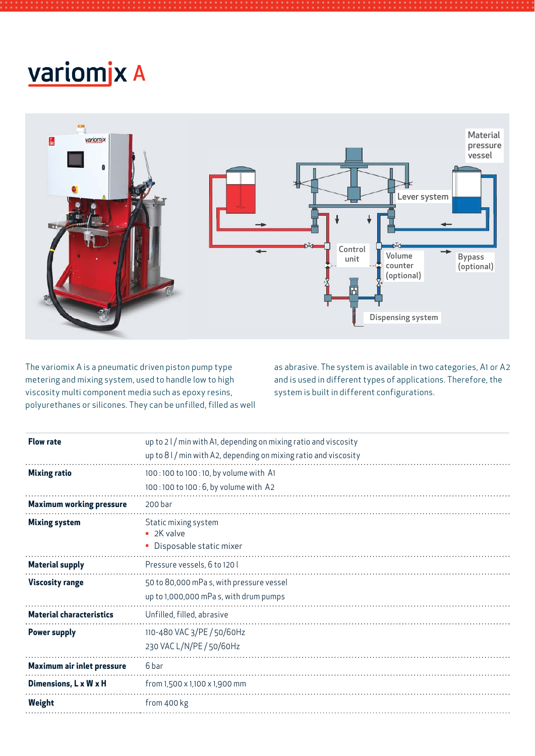# variomix A

The variomix A is a pneumatic driven piston pump type metering and mixing system, used to handle low to high viscosity multi component media such as epoxy resins, polyurethanes or silicones. They can be unfilled, filled as well as abrasive. The system is available in two categories, A1 or A2 and is used in different types of applications. Therefore, the system is built in different configurations.

| | |
|---|---|
| **Flow rate** | up to 2 l / min with A1, depending on mixing ratio and viscosity<br>up to 8 l / min with A2, depending on mixing ratio and viscosity |
| **Mixing ratio** | 100 : 100 to 100 : 10, by volume with A1<br>100 : 100 to 100 : 6, by volume with A2 |
| **Maximum working pressure** | 200 bar |
| **Mixing system** | Static mixing system<br>▪ 2K valve<br>▪ Disposable static mixer |
| **Material supply** | Pressure vessels, 6 to 120 l |
| **Viscosity range** | 50 to 80,000 mPa s, with pressure vessel<br>up to 1,000,000 mPa s, with drum pumps |
| **Material characteristics** | Unfilled, filled, abrasive |
| **Power supply** | 110-480 VAC 3/PE / 50/60Hz<br>230 VAC L/N/PE / 50/60Hz |
| **Maximum air inlet pressure** | 6 bar |
| **Dimensions, L x W x H** | from 1,500 x 1,100 x 1,900 mm |
| **Weight** | from 400 kg |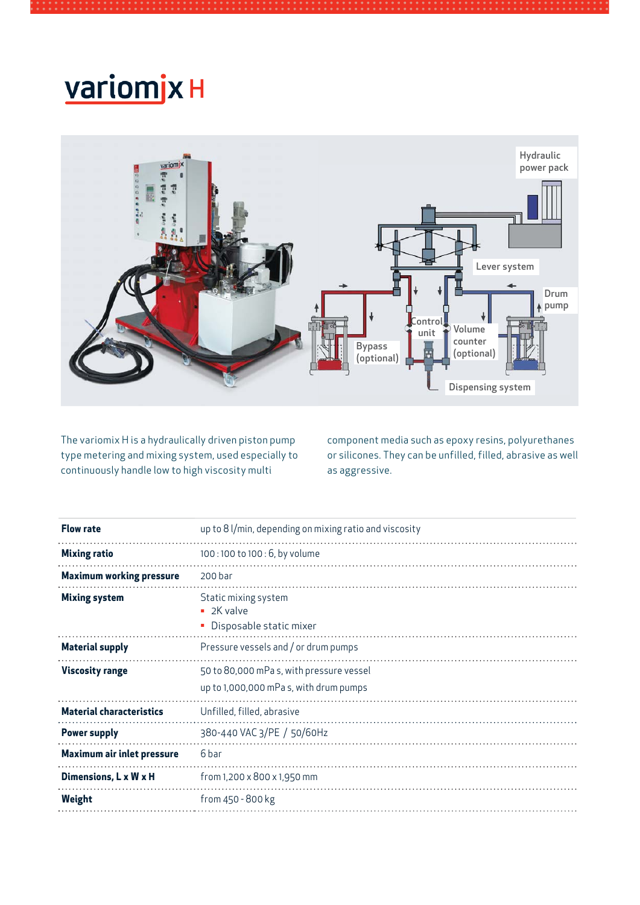# variomix H

The variomix H is a hydraulically driven piston pump type metering and mixing system, used especially to continuously handle low to high viscosity multi component media such as epoxy resins, polyurethanes or silicones. They can be unfilled, filled, abrasive as well as aggressive.

| | |
|---|---|
| **Flow rate** | up to 8 l/min, depending on mixing ratio and viscosity |
| **Mixing ratio** | 100 : 100 to 100 : 6, by volume |
| **Maximum working pressure** | 200 bar |
| **Mixing system** | Static mixing system<br>▪ 2K valve<br>▪ Disposable static mixer |
| **Material supply** | Pressure vessels and / or drum pumps |
| **Viscosity range** | 50 to 80,000 mPa s, with pressure vessel<br>up to 1,000,000 mPa s, with drum pumps |
| **Material characteristics** | Unfilled, filled, abrasive |
| **Power supply** | 380-440 VAC 3/PE / 50/60Hz |
| **Maximum air inlet pressure** | 6 bar |
| **Dimensions, L x W x H** | from 1,200 x 800 x 1,950 mm |
| **Weight** | from 450 - 800 kg |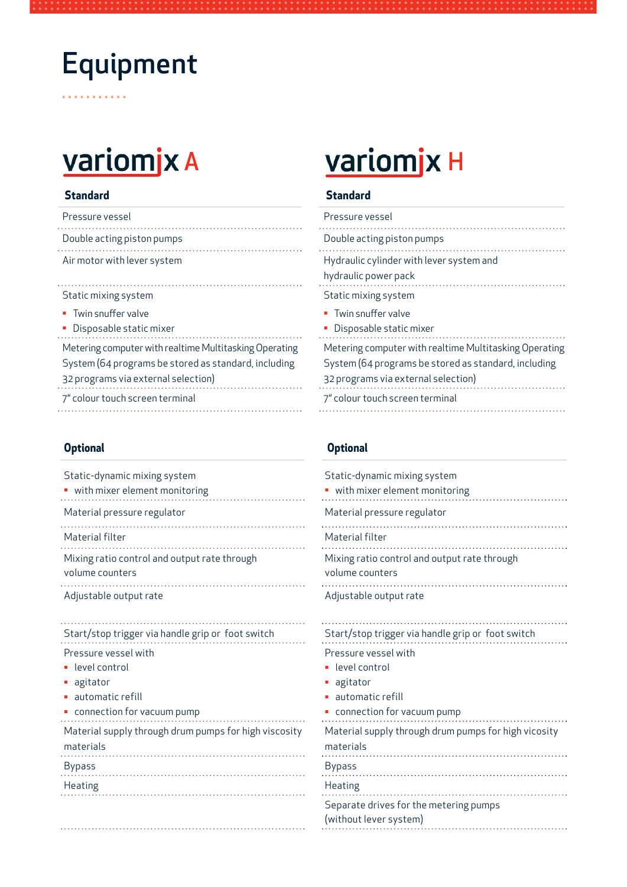# Equipment

## variomix A

### Standard

- Pressure vessel
- Double acting piston pumps
- Air motor with lever system
- Static mixing system
  - Twin snuffer valve
  - Disposable static mixer
- Metering computer with realtime Multitasking Operating System (64 programs be stored as standard, including 32 programs via external selection)
- 7" colour touch screen terminal

### Optional

- Static-dynamic mixing system
  - with mixer element monitoring
- Material pressure regulator
- Material filter
- Mixing ratio control and output rate through volume counters
- Adjustable output rate
- Start/stop trigger via handle grip or foot switch
- Pressure vessel with
  - level control
  - agitator
  - automatic refill
  - connection for vacuum pump
- Material supply through drum pumps for high viscosity materials
- Bypass
- Heating

## variomix H

### Standard

- Pressure vessel
- Double acting piston pumps
- Hydraulic cylinder with lever system and hydraulic power pack
- Static mixing system
  - Twin snuffer valve
  - Disposable static mixer
- Metering computer with realtime Multitasking Operating System (64 programs be stored as standard, including 32 programs via external selection)
- 7" colour touch screen terminal

### Optional

- Static-dynamic mixing system
  - with mixer element monitoring
- Material pressure regulator
- Material filter
- Mixing ratio control and output rate through volume counters
- Adjustable output rate
- Start/stop trigger via handle grip or foot switch
- Pressure vessel with
  - level control
  - agitator
  - automatic refill
  - connection for vacuum pump
- Material supply through drum pumps for high vicosity materials
- Bypass
- Heating
- Separate drives for the metering pumps (without lever system)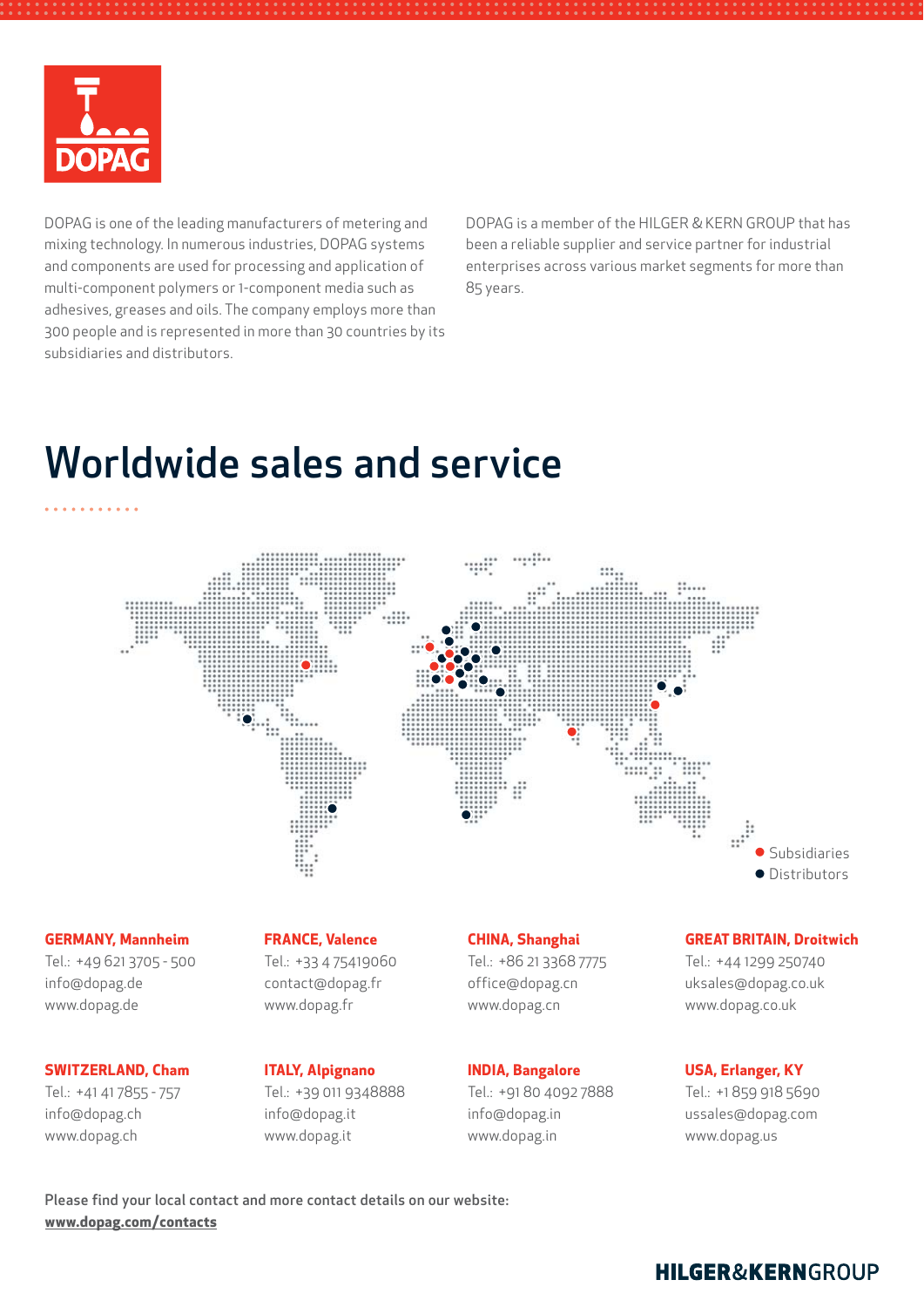DOPAG

DOPAG is one of the leading manufacturers of metering and mixing technology. In numerous industries, DOPAG systems and components are used for processing and application of multi-component polymers or 1-component media such as adhesives, greases and oils. The company employs more than 300 people and is represented in more than 30 countries by its subsidiaries and distributors.

DOPAG is a member of the HILGER & KERN GROUP that has been a reliable supplier and service partner for industrial enterprises across various market segments for more than 85 years.

# Worldwide sales and service

Subsidiaries
Distributors

**GERMANY, Mannheim**
Tel.: +49 621 3705 - 500
info@dopag.de
www.dopag.de

**FRANCE, Valence**
Tel.: +33 4 75419060
contact@dopag.fr
www.dopag.fr

**CHINA, Shanghai**
Tel.: +86 21 3368 7775
office@dopag.cn
www.dopag.cn

**GREAT BRITAIN, Droitwich**
Tel.: +44 1299 250740
uksales@dopag.co.uk
www.dopag.co.uk

**SWITZERLAND, Cham**
Tel.: +41 41 7855 - 757
info@dopag.ch
www.dopag.ch

**ITALY, Alpignano**
Tel.: +39 011 9348888
info@dopag.it
www.dopag.it

**INDIA, Bangalore**
Tel.: +91 80 4092 7888
info@dopag.in
www.dopag.in

**USA, Erlanger, KY**
Tel.: +1 859 918 5690
ussales@dopag.com
www.dopag.us

Please find your local contact and more contact details on our website:
**www.dopag.com/contacts**

HILGER&KERNGROUP